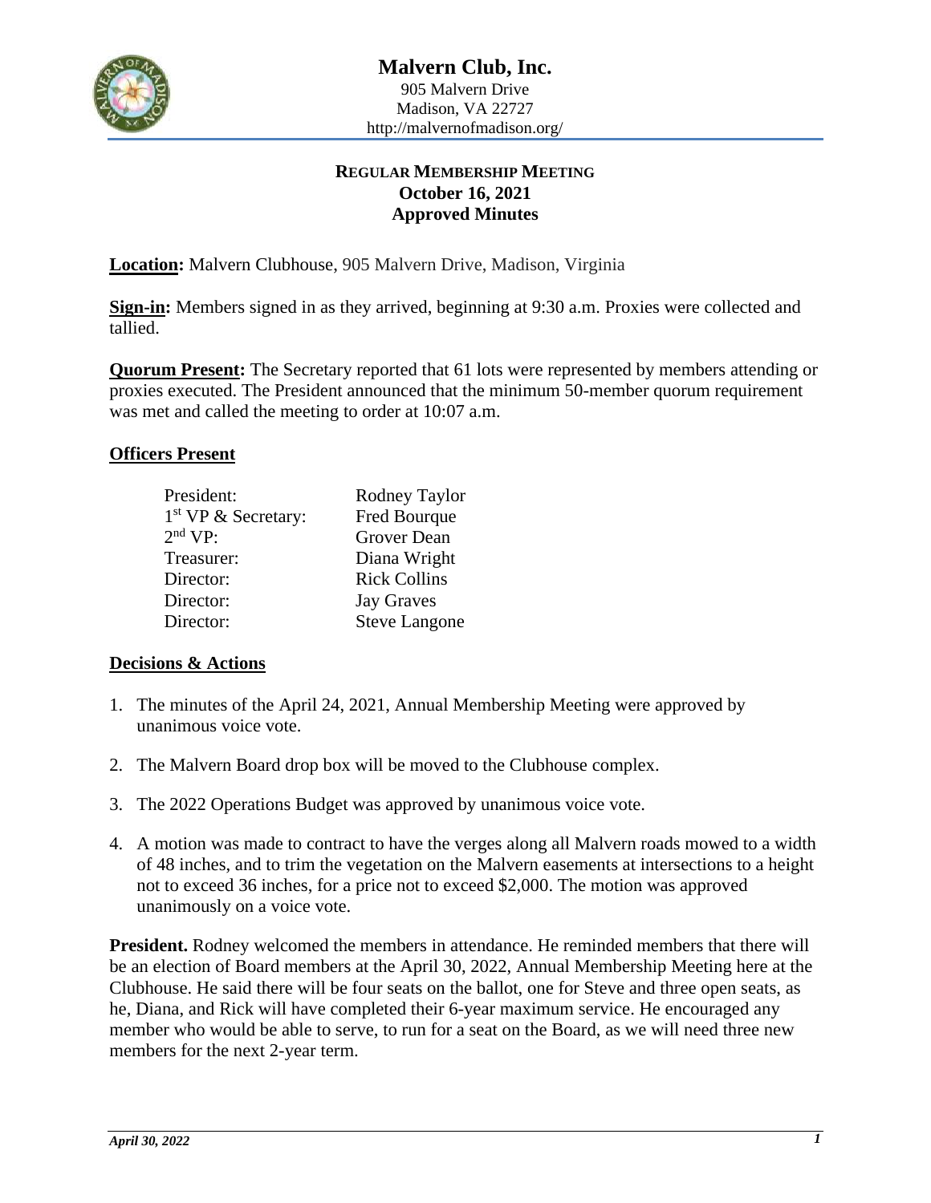# Malvern Club, Inc.

905 Malvern Drive
Madison, VA 22727
http://malvernofmadison.org/

## REGULAR MEMBERSHIP MEETING
## October 16, 2021
## Approved Minutes

**Location:** Malvern Clubhouse, 905 Malvern Drive, Madison, Virginia

**Sign-in:** Members signed in as they arrived, beginning at 9:30 a.m. Proxies were collected and tallied.

**Quorum Present:** The Secretary reported that 61 lots were represented by members attending or proxies executed. The President announced that the minimum 50-member quorum requirement was met and called the meeting to order at 10:07 a.m.

### Officers Present

| | |
|---|---|
| President: | Rodney Taylor |
| 1st VP & Secretary: | Fred Bourque |
| 2nd VP: | Grover Dean |
| Treasurer: | Diana Wright |
| Director: | Rick Collins |
| Director: | Jay Graves |
| Director: | Steve Langone |

### Decisions & Actions

1. The minutes of the April 24, 2021, Annual Membership Meeting were approved by unanimous voice vote.
2. The Malvern Board drop box will be moved to the Clubhouse complex.
3. The 2022 Operations Budget was approved by unanimous voice vote.
4. A motion was made to contract to have the verges along all Malvern roads mowed to a width of 48 inches, and to trim the vegetation on the Malvern easements at intersections to a height not to exceed 36 inches, for a price not to exceed $2,000. The motion was approved unanimously on a voice vote.

**President.** Rodney welcomed the members in attendance. He reminded members that there will be an election of Board members at the April 30, 2022, Annual Membership Meeting here at the Clubhouse. He said there will be four seats on the ballot, one for Steve and three open seats, as he, Diana, and Rick will have completed their 6-year maximum service. He encouraged any member who would be able to serve, to run for a seat on the Board, as we will need three new members for the next 2-year term.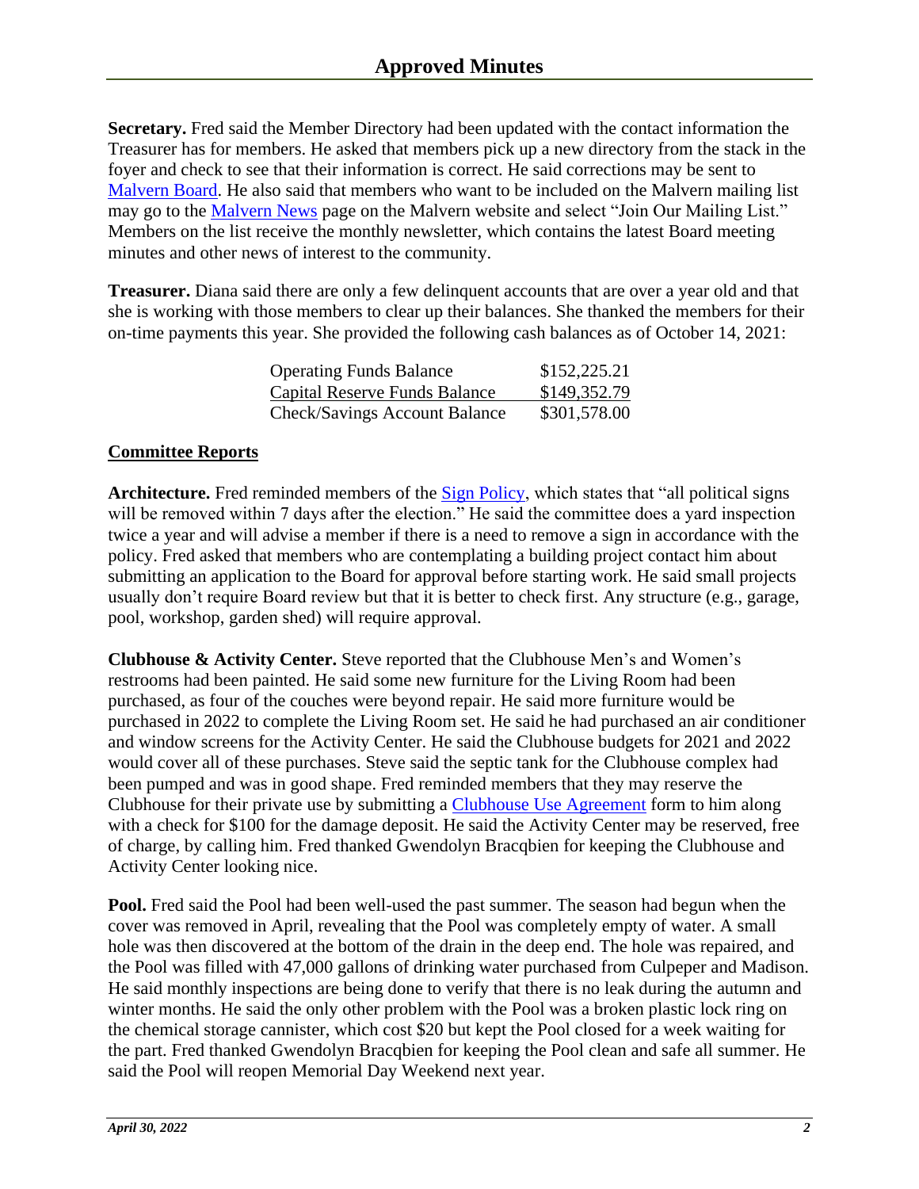**Secretary.** Fred said the Member Directory had been updated with the contact information the Treasurer has for members. He asked that members pick up a new directory from the stack in the foyer and check to see that their information is correct. He said corrections may be sent to Malvern Board. He also said that members who want to be included on the Malvern mailing list may go to the Malvern News page on the Malvern website and select "Join Our Mailing List." Members on the list receive the monthly newsletter, which contains the latest Board meeting minutes and other news of interest to the community.

**Treasurer.** Diana said there are only a few delinquent accounts that are over a year old and that she is working with those members to clear up their balances. She thanked the members for their on-time payments this year. She provided the following cash balances as of October 14, 2021:

| | |
|---|---|
| Operating Funds Balance | $152,225.21 |
| Capital Reserve Funds Balance | $149,352.79 |
| Check/Savings Account Balance | $301,578.00 |

## Committee Reports

**Architecture.** Fred reminded members of the Sign Policy, which states that "all political signs will be removed within 7 days after the election." He said the committee does a yard inspection twice a year and will advise a member if there is a need to remove a sign in accordance with the policy. Fred asked that members who are contemplating a building project contact him about submitting an application to the Board for approval before starting work. He said small projects usually don't require Board review but that it is better to check first. Any structure (e.g., garage, pool, workshop, garden shed) will require approval.

**Clubhouse & Activity Center.** Steve reported that the Clubhouse Men's and Women's restrooms had been painted. He said some new furniture for the Living Room had been purchased, as four of the couches were beyond repair. He said more furniture would be purchased in 2022 to complete the Living Room set. He said he had purchased an air conditioner and window screens for the Activity Center. He said the Clubhouse budgets for 2021 and 2022 would cover all of these purchases. Steve said the septic tank for the Clubhouse complex had been pumped and was in good shape. Fred reminded members that they may reserve the Clubhouse for their private use by submitting a Clubhouse Use Agreement form to him along with a check for $100 for the damage deposit. He said the Activity Center may be reserved, free of charge, by calling him. Fred thanked Gwendolyn Bracqbien for keeping the Clubhouse and Activity Center looking nice.

**Pool.** Fred said the Pool had been well-used the past summer. The season had begun when the cover was removed in April, revealing that the Pool was completely empty of water. A small hole was then discovered at the bottom of the drain in the deep end. The hole was repaired, and the Pool was filled with 47,000 gallons of drinking water purchased from Culpeper and Madison. He said monthly inspections are being done to verify that there is no leak during the autumn and winter months. He said the only other problem with the Pool was a broken plastic lock ring on the chemical storage cannister, which cost $20 but kept the Pool closed for a week waiting for the part. Fred thanked Gwendolyn Bracqbien for keeping the Pool clean and safe all summer. He said the Pool will reopen Memorial Day Weekend next year.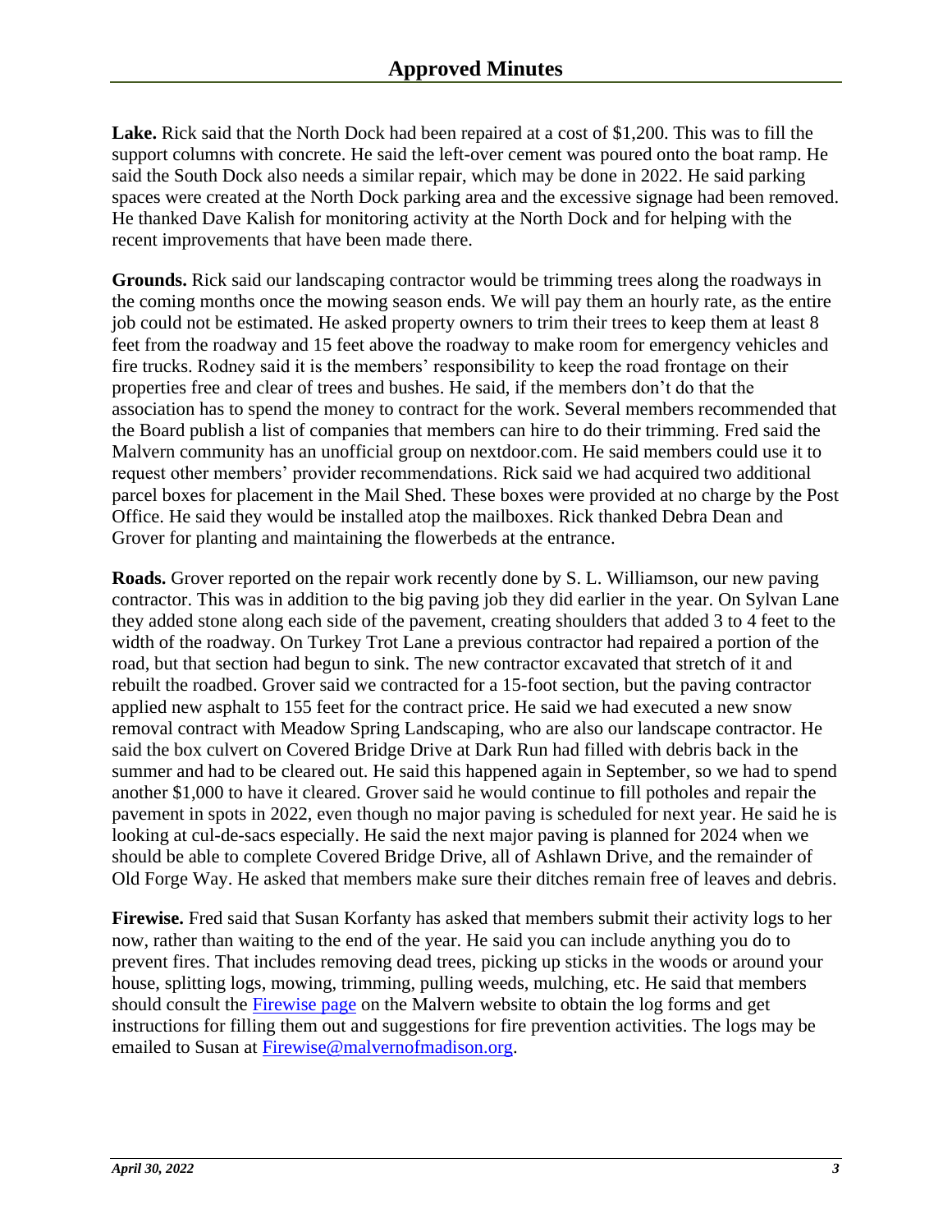**Lake.** Rick said that the North Dock had been repaired at a cost of $1,200. This was to fill the support columns with concrete. He said the left-over cement was poured onto the boat ramp. He said the South Dock also needs a similar repair, which may be done in 2022. He said parking spaces were created at the North Dock parking area and the excessive signage had been removed. He thanked Dave Kalish for monitoring activity at the North Dock and for helping with the recent improvements that have been made there.

**Grounds.** Rick said our landscaping contractor would be trimming trees along the roadways in the coming months once the mowing season ends. We will pay them an hourly rate, as the entire job could not be estimated. He asked property owners to trim their trees to keep them at least 8 feet from the roadway and 15 feet above the roadway to make room for emergency vehicles and fire trucks. Rodney said it is the members' responsibility to keep the road frontage on their properties free and clear of trees and bushes. He said, if the members don't do that the association has to spend the money to contract for the work. Several members recommended that the Board publish a list of companies that members can hire to do their trimming. Fred said the Malvern community has an unofficial group on nextdoor.com. He said members could use it to request other members' provider recommendations. Rick said we had acquired two additional parcel boxes for placement in the Mail Shed. These boxes were provided at no charge by the Post Office. He said they would be installed atop the mailboxes. Rick thanked Debra Dean and Grover for planting and maintaining the flowerbeds at the entrance.

**Roads.** Grover reported on the repair work recently done by S. L. Williamson, our new paving contractor. This was in addition to the big paving job they did earlier in the year. On Sylvan Lane they added stone along each side of the pavement, creating shoulders that added 3 to 4 feet to the width of the roadway. On Turkey Trot Lane a previous contractor had repaired a portion of the road, but that section had begun to sink. The new contractor excavated that stretch of it and rebuilt the roadbed. Grover said we contracted for a 15-foot section, but the paving contractor applied new asphalt to 155 feet for the contract price. He said we had executed a new snow removal contract with Meadow Spring Landscaping, who are also our landscape contractor. He said the box culvert on Covered Bridge Drive at Dark Run had filled with debris back in the summer and had to be cleared out. He said this happened again in September, so we had to spend another $1,000 to have it cleared. Grover said he would continue to fill potholes and repair the pavement in spots in 2022, even though no major paving is scheduled for next year. He said he is looking at cul-de-sacs especially. He said the next major paving is planned for 2024 when we should be able to complete Covered Bridge Drive, all of Ashlawn Drive, and the remainder of Old Forge Way. He asked that members make sure their ditches remain free of leaves and debris.

**Firewise.** Fred said that Susan Korfanty has asked that members submit their activity logs to her now, rather than waiting to the end of the year. He said you can include anything you do to prevent fires. That includes removing dead trees, picking up sticks in the woods or around your house, splitting logs, mowing, trimming, pulling weeds, mulching, etc. He said that members should consult the Firewise page on the Malvern website to obtain the log forms and get instructions for filling them out and suggestions for fire prevention activities. The logs may be emailed to Susan at Firewise@malvernofmadison.org.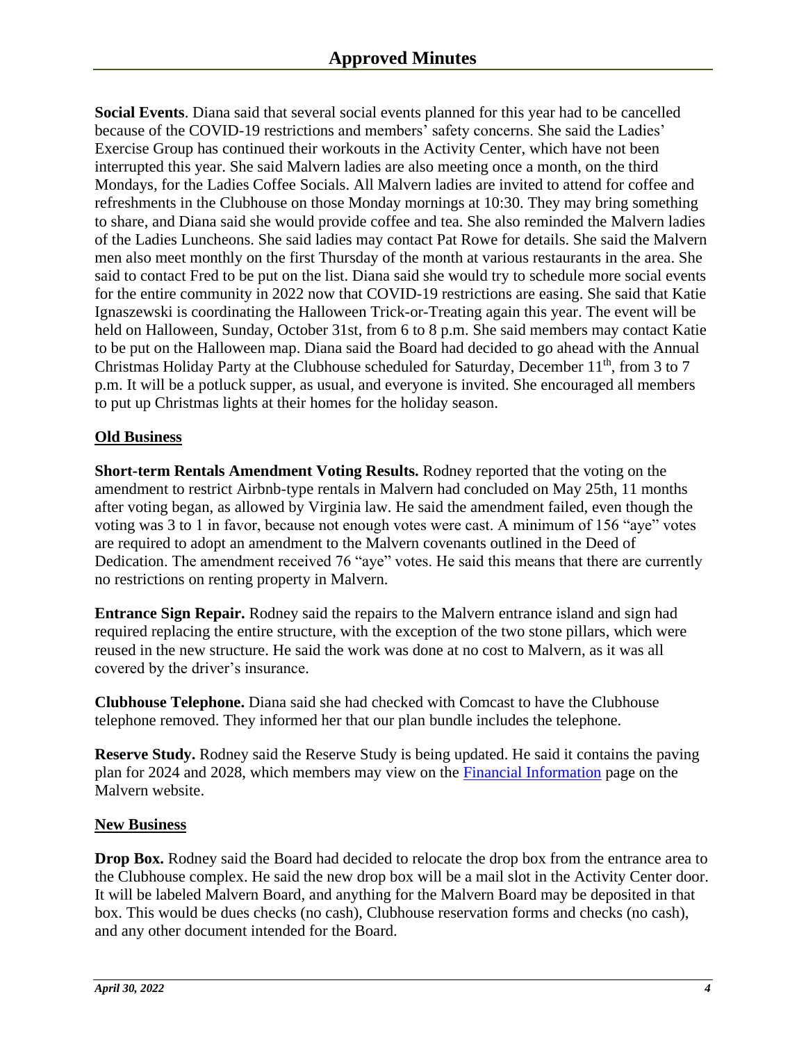**Social Events**. Diana said that several social events planned for this year had to be cancelled because of the COVID-19 restrictions and members' safety concerns. She said the Ladies' Exercise Group has continued their workouts in the Activity Center, which have not been interrupted this year. She said Malvern ladies are also meeting once a month, on the third Mondays, for the Ladies Coffee Socials. All Malvern ladies are invited to attend for coffee and refreshments in the Clubhouse on those Monday mornings at 10:30. They may bring something to share, and Diana said she would provide coffee and tea. She also reminded the Malvern ladies of the Ladies Luncheons. She said ladies may contact Pat Rowe for details. She said the Malvern men also meet monthly on the first Thursday of the month at various restaurants in the area. She said to contact Fred to be put on the list. Diana said she would try to schedule more social events for the entire community in 2022 now that COVID-19 restrictions are easing. She said that Katie Ignaszewski is coordinating the Halloween Trick-or-Treating again this year. The event will be held on Halloween, Sunday, October 31st, from 6 to 8 p.m. She said members may contact Katie to be put on the Halloween map. Diana said the Board had decided to go ahead with the Annual Christmas Holiday Party at the Clubhouse scheduled for Saturday, December 11th, from 3 to 7 p.m. It will be a potluck supper, as usual, and everyone is invited. She encouraged all members to put up Christmas lights at their homes for the holiday season.

## Old Business

**Short-term Rentals Amendment Voting Results.** Rodney reported that the voting on the amendment to restrict Airbnb-type rentals in Malvern had concluded on May 25th, 11 months after voting began, as allowed by Virginia law. He said the amendment failed, even though the voting was 3 to 1 in favor, because not enough votes were cast. A minimum of 156 "aye" votes are required to adopt an amendment to the Malvern covenants outlined in the Deed of Dedication. The amendment received 76 "aye" votes. He said this means that there are currently no restrictions on renting property in Malvern.

**Entrance Sign Repair.** Rodney said the repairs to the Malvern entrance island and sign had required replacing the entire structure, with the exception of the two stone pillars, which were reused in the new structure. He said the work was done at no cost to Malvern, as it was all covered by the driver's insurance.

**Clubhouse Telephone.** Diana said she had checked with Comcast to have the Clubhouse telephone removed. They informed her that our plan bundle includes the telephone.

**Reserve Study.** Rodney said the Reserve Study is being updated. He said it contains the paving plan for 2024 and 2028, which members may view on the Financial Information page on the Malvern website.

## New Business

**Drop Box.** Rodney said the Board had decided to relocate the drop box from the entrance area to the Clubhouse complex. He said the new drop box will be a mail slot in the Activity Center door. It will be labeled Malvern Board, and anything for the Malvern Board may be deposited in that box. This would be dues checks (no cash), Clubhouse reservation forms and checks (no cash), and any other document intended for the Board.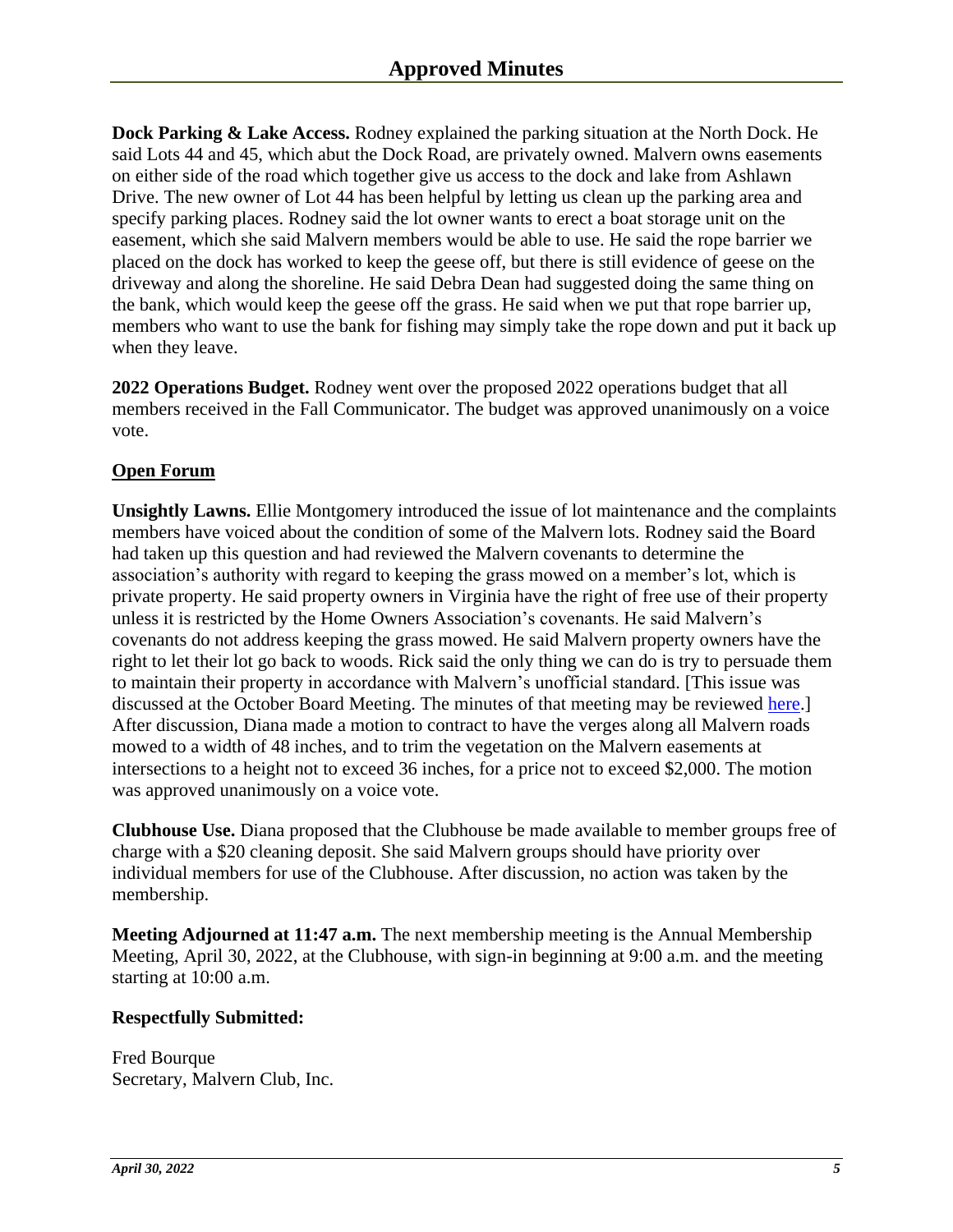**Dock Parking & Lake Access.** Rodney explained the parking situation at the North Dock. He said Lots 44 and 45, which abut the Dock Road, are privately owned. Malvern owns easements on either side of the road which together give us access to the dock and lake from Ashlawn Drive. The new owner of Lot 44 has been helpful by letting us clean up the parking area and specify parking places. Rodney said the lot owner wants to erect a boat storage unit on the easement, which she said Malvern members would be able to use. He said the rope barrier we placed on the dock has worked to keep the geese off, but there is still evidence of geese on the driveway and along the shoreline. He said Debra Dean had suggested doing the same thing on the bank, which would keep the geese off the grass. He said when we put that rope barrier up, members who want to use the bank for fishing may simply take the rope down and put it back up when they leave.

**2022 Operations Budget.** Rodney went over the proposed 2022 operations budget that all members received in the Fall Communicator. The budget was approved unanimously on a voice vote.

## Open Forum

**Unsightly Lawns.** Ellie Montgomery introduced the issue of lot maintenance and the complaints members have voiced about the condition of some of the Malvern lots. Rodney said the Board had taken up this question and had reviewed the Malvern covenants to determine the association's authority with regard to keeping the grass mowed on a member's lot, which is private property. He said property owners in Virginia have the right of free use of their property unless it is restricted by the Home Owners Association's covenants. He said Malvern's covenants do not address keeping the grass mowed. He said Malvern property owners have the right to let their lot go back to woods. Rick said the only thing we can do is try to persuade them to maintain their property in accordance with Malvern's unofficial standard. [This issue was discussed at the October Board Meeting. The minutes of that meeting may be reviewed here.] After discussion, Diana made a motion to contract to have the verges along all Malvern roads mowed to a width of 48 inches, and to trim the vegetation on the Malvern easements at intersections to a height not to exceed 36 inches, for a price not to exceed $2,000. The motion was approved unanimously on a voice vote.

**Clubhouse Use.** Diana proposed that the Clubhouse be made available to member groups free of charge with a $20 cleaning deposit. She said Malvern groups should have priority over individual members for use of the Clubhouse. After discussion, no action was taken by the membership.

**Meeting Adjourned at 11:47 a.m.** The next membership meeting is the Annual Membership Meeting, April 30, 2022, at the Clubhouse, with sign-in beginning at 9:00 a.m. and the meeting starting at 10:00 a.m.

**Respectfully Submitted:**

Fred Bourque
Secretary, Malvern Club, Inc.